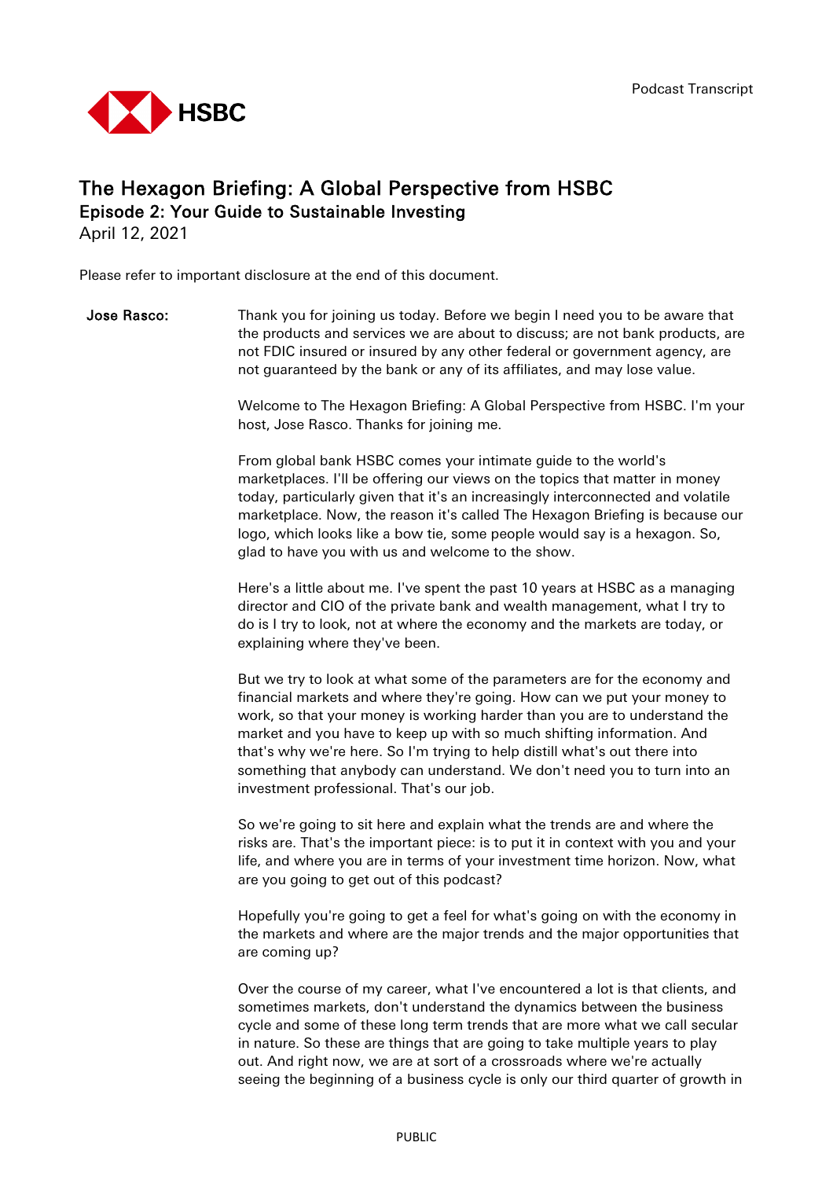Podcast Transcript

# The Hexagon Briefing: A Global Perspective from HSBC

## Episode 2: Your Guide to Sustainable Investing

April 12, 2021

Please refer to important disclosure at the end of this document.

**Jose Rasco:** Thank you for joining us today. Before we begin I need you to be aware that the products and services we are about to discuss; are not bank products, are not FDIC insured or insured by any other federal or government agency, are not guaranteed by the bank or any of its affiliates, and may lose value.

Welcome to The Hexagon Briefing: A Global Perspective from HSBC. I'm your host, Jose Rasco. Thanks for joining me.

From global bank HSBC comes your intimate guide to the world's marketplaces. I'll be offering our views on the topics that matter in money today, particularly given that it's an increasingly interconnected and volatile marketplace. Now, the reason it's called The Hexagon Briefing is because our logo, which looks like a bow tie, some people would say is a hexagon. So, glad to have you with us and welcome to the show.

Here's a little about me. I've spent the past 10 years at HSBC as a managing director and CIO of the private bank and wealth management, what I try to do is I try to look, not at where the economy and the markets are today, or explaining where they've been.

But we try to look at what some of the parameters are for the economy and financial markets and where they're going. How can we put your money to work, so that your money is working harder than you are to understand the market and you have to keep up with so much shifting information. And that's why we're here. So I'm trying to help distill what's out there into something that anybody can understand. We don't need you to turn into an investment professional. That's our job.

So we're going to sit here and explain what the trends are and where the risks are. That's the important piece: is to put it in context with you and your life, and where you are in terms of your investment time horizon. Now, what are you going to get out of this podcast?

Hopefully you're going to get a feel for what's going on with the economy in the markets and where are the major trends and the major opportunities that are coming up?

Over the course of my career, what I've encountered a lot is that clients, and sometimes markets, don't understand the dynamics between the business cycle and some of these long term trends that are more what we call secular in nature. So these are things that are going to take multiple years to play out. And right now, we are at sort of a crossroads where we're actually seeing the beginning of a business cycle is only our third quarter of growth in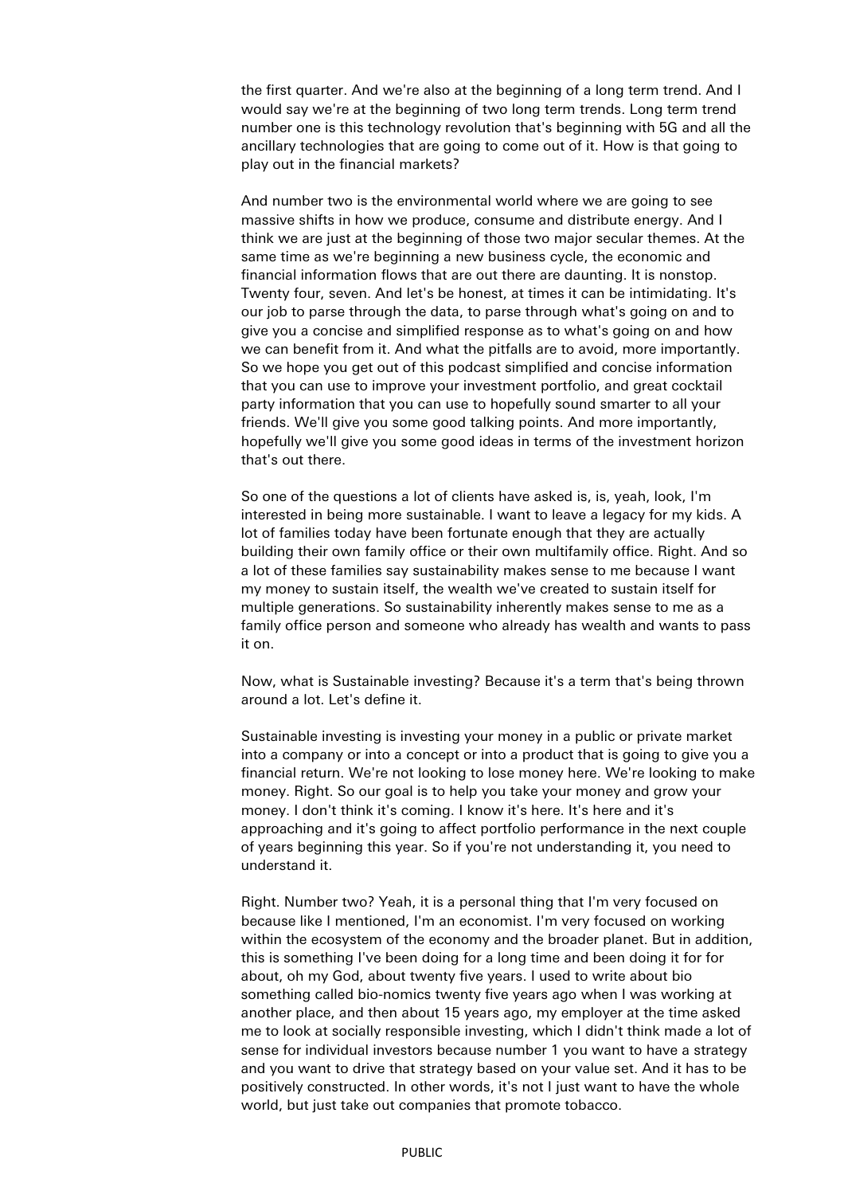the first quarter. And we're also at the beginning of a long term trend. And I would say we're at the beginning of two long term trends. Long term trend number one is this technology revolution that's beginning with 5G and all the ancillary technologies that are going to come out of it. How is that going to play out in the financial markets?

And number two is the environmental world where we are going to see massive shifts in how we produce, consume and distribute energy. And I think we are just at the beginning of those two major secular themes. At the same time as we're beginning a new business cycle, the economic and financial information flows that are out there are daunting. It is nonstop. Twenty four, seven. And let's be honest, at times it can be intimidating. It's our job to parse through the data, to parse through what's going on and to give you a concise and simplified response as to what's going on and how we can benefit from it. And what the pitfalls are to avoid, more importantly. So we hope you get out of this podcast simplified and concise information that you can use to improve your investment portfolio, and great cocktail party information that you can use to hopefully sound smarter to all your friends. We'll give you some good talking points. And more importantly, hopefully we'll give you some good ideas in terms of the investment horizon that's out there.

So one of the questions a lot of clients have asked is, is, yeah, look, I'm interested in being more sustainable. I want to leave a legacy for my kids. A lot of families today have been fortunate enough that they are actually building their own family office or their own multifamily office. Right. And so a lot of these families say sustainability makes sense to me because I want my money to sustain itself, the wealth we've created to sustain itself for multiple generations. So sustainability inherently makes sense to me as a family office person and someone who already has wealth and wants to pass it on.

Now, what is Sustainable investing? Because it's a term that's being thrown around a lot. Let's define it.

Sustainable investing is investing your money in a public or private market into a company or into a concept or into a product that is going to give you a financial return. We're not looking to lose money here. We're looking to make money. Right. So our goal is to help you take your money and grow your money. I don't think it's coming. I know it's here. It's here and it's approaching and it's going to affect portfolio performance in the next couple of years beginning this year. So if you're not understanding it, you need to understand it.

Right. Number two? Yeah, it is a personal thing that I'm very focused on because like I mentioned, I'm an economist. I'm very focused on working within the ecosystem of the economy and the broader planet. But in addition, this is something I've been doing for a long time and been doing it for for about, oh my God, about twenty five years. I used to write about bio something called bio-nomics twenty five years ago when I was working at another place, and then about 15 years ago, my employer at the time asked me to look at socially responsible investing, which I didn't think made a lot of sense for individual investors because number 1 you want to have a strategy and you want to drive that strategy based on your value set. And it has to be positively constructed. In other words, it's not I just want to have the whole world, but just take out companies that promote tobacco.

PUBLIC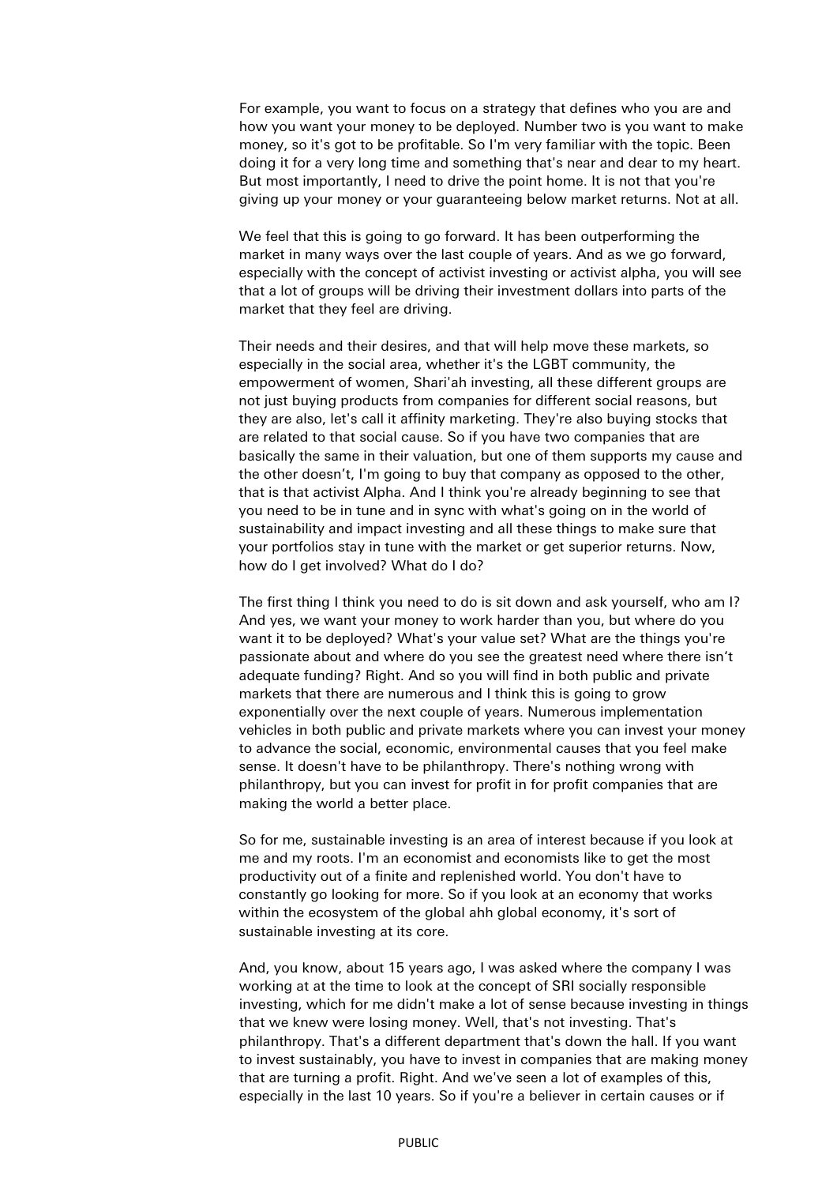For example, you want to focus on a strategy that defines who you are and how you want your money to be deployed. Number two is you want to make money, so it's got to be profitable. So I'm very familiar with the topic. Been doing it for a very long time and something that's near and dear to my heart. But most importantly, I need to drive the point home. It is not that you're giving up your money or your guaranteeing below market returns. Not at all.

We feel that this is going to go forward. It has been outperforming the market in many ways over the last couple of years. And as we go forward, especially with the concept of activist investing or activist alpha, you will see that a lot of groups will be driving their investment dollars into parts of the market that they feel are driving.

Their needs and their desires, and that will help move these markets, so especially in the social area, whether it's the LGBT community, the empowerment of women, Shari'ah investing, all these different groups are not just buying products from companies for different social reasons, but they are also, let's call it affinity marketing. They're also buying stocks that are related to that social cause. So if you have two companies that are basically the same in their valuation, but one of them supports my cause and the other doesn't, I'm going to buy that company as opposed to the other, that is that activist Alpha. And I think you're already beginning to see that you need to be in tune and in sync with what's going on in the world of sustainability and impact investing and all these things to make sure that your portfolios stay in tune with the market or get superior returns. Now, how do I get involved? What do I do?

The first thing I think you need to do is sit down and ask yourself, who am I? And yes, we want your money to work harder than you, but where do you want it to be deployed? What's your value set? What are the things you're passionate about and where do you see the greatest need where there isn't adequate funding? Right. And so you will find in both public and private markets that there are numerous and I think this is going to grow exponentially over the next couple of years. Numerous implementation vehicles in both public and private markets where you can invest your money to advance the social, economic, environmental causes that you feel make sense. It doesn't have to be philanthropy. There's nothing wrong with philanthropy, but you can invest for profit in for profit companies that are making the world a better place.

So for me, sustainable investing is an area of interest because if you look at me and my roots. I'm an economist and economists like to get the most productivity out of a finite and replenished world. You don't have to constantly go looking for more. So if you look at an economy that works within the ecosystem of the global ahh global economy, it's sort of sustainable investing at its core.

And, you know, about 15 years ago, I was asked where the company I was working at at the time to look at the concept of SRI socially responsible investing, which for me didn't make a lot of sense because investing in things that we knew were losing money. Well, that's not investing. That's philanthropy. That's a different department that's down the hall. If you want to invest sustainably, you have to invest in companies that are making money that are turning a profit. Right. And we've seen a lot of examples of this, especially in the last 10 years. So if you're a believer in certain causes or if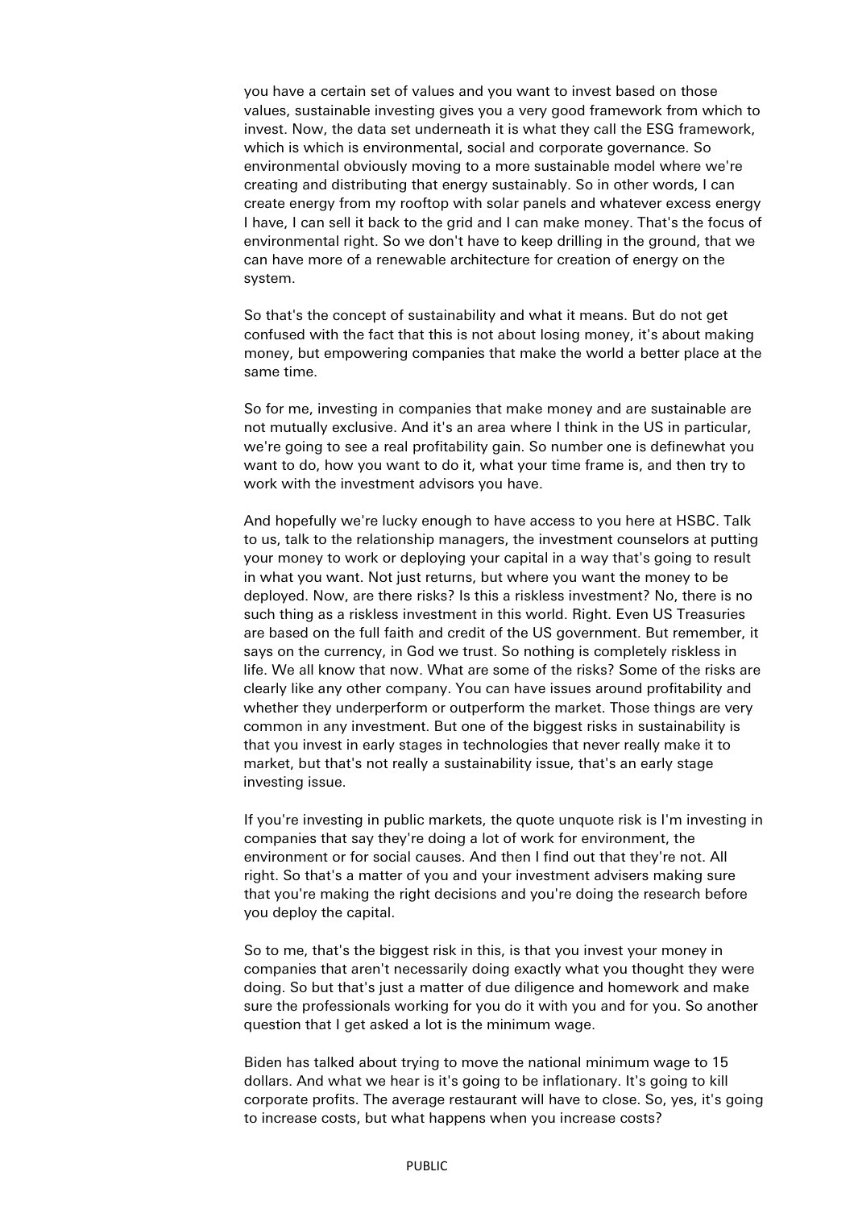you have a certain set of values and you want to invest based on those values, sustainable investing gives you a very good framework from which to invest. Now, the data set underneath it is what they call the ESG framework, which is which is environmental, social and corporate governance. So environmental obviously moving to a more sustainable model where we're creating and distributing that energy sustainably. So in other words, I can create energy from my rooftop with solar panels and whatever excess energy I have, I can sell it back to the grid and I can make money. That's the focus of environmental right. So we don't have to keep drilling in the ground, that we can have more of a renewable architecture for creation of energy on the system.

So that's the concept of sustainability and what it means. But do not get confused with the fact that this is not about losing money, it's about making money, but empowering companies that make the world a better place at the same time.

So for me, investing in companies that make money and are sustainable are not mutually exclusive. And it's an area where I think in the US in particular, we're going to see a real profitability gain. So number one is definewhat you want to do, how you want to do it, what your time frame is, and then try to work with the investment advisors you have.

And hopefully we're lucky enough to have access to you here at HSBC. Talk to us, talk to the relationship managers, the investment counselors at putting your money to work or deploying your capital in a way that's going to result in what you want. Not just returns, but where you want the money to be deployed. Now, are there risks? Is this a riskless investment? No, there is no such thing as a riskless investment in this world. Right. Even US Treasuries are based on the full faith and credit of the US government. But remember, it says on the currency, in God we trust. So nothing is completely riskless in life. We all know that now. What are some of the risks? Some of the risks are clearly like any other company. You can have issues around profitability and whether they underperform or outperform the market. Those things are very common in any investment. But one of the biggest risks in sustainability is that you invest in early stages in technologies that never really make it to market, but that's not really a sustainability issue, that's an early stage investing issue.

If you're investing in public markets, the quote unquote risk is I'm investing in companies that say they're doing a lot of work for environment, the environment or for social causes. And then I find out that they're not. All right. So that's a matter of you and your investment advisers making sure that you're making the right decisions and you're doing the research before you deploy the capital.

So to me, that's the biggest risk in this, is that you invest your money in companies that aren't necessarily doing exactly what you thought they were doing. So but that's just a matter of due diligence and homework and make sure the professionals working for you do it with you and for you. So another question that I get asked a lot is the minimum wage.

Biden has talked about trying to move the national minimum wage to 15 dollars. And what we hear is it's going to be inflationary. It's going to kill corporate profits. The average restaurant will have to close. So, yes, it's going to increase costs, but what happens when you increase costs?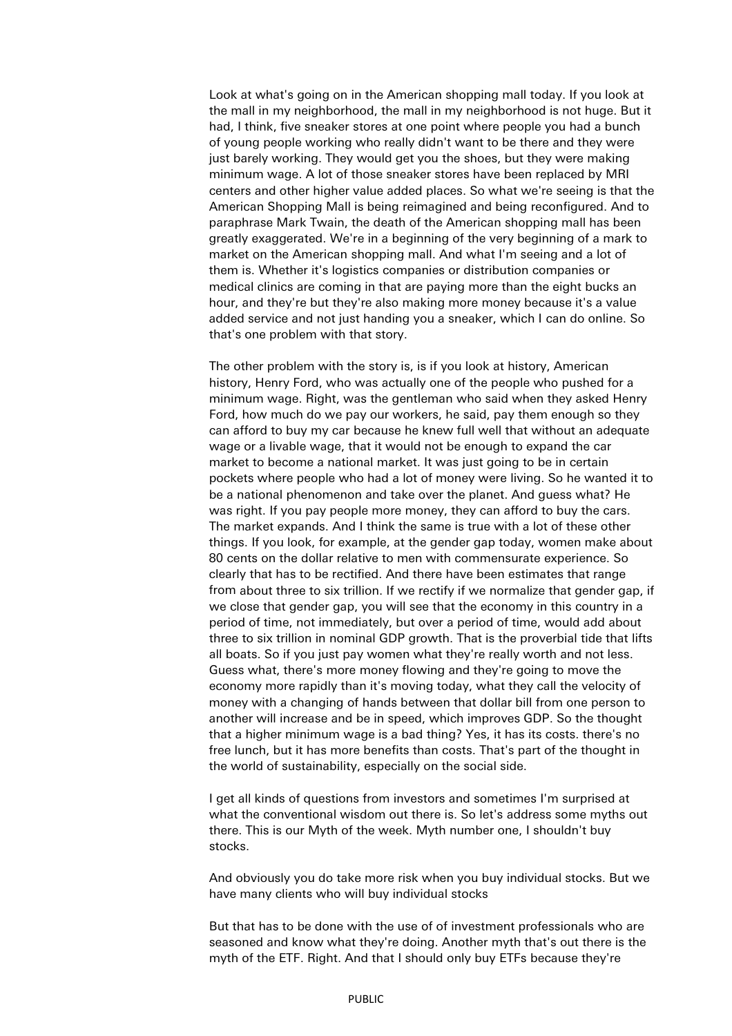Look at what's going on in the American shopping mall today. If you look at the mall in my neighborhood, the mall in my neighborhood is not huge. But it had, I think, five sneaker stores at one point where people you had a bunch of young people working who really didn't want to be there and they were just barely working. They would get you the shoes, but they were making minimum wage. A lot of those sneaker stores have been replaced by MRI centers and other higher value added places. So what we're seeing is that the American Shopping Mall is being reimagined and being reconfigured. And to paraphrase Mark Twain, the death of the American shopping mall has been greatly exaggerated. We're in a beginning of the very beginning of a mark to market on the American shopping mall. And what I'm seeing and a lot of them is. Whether it's logistics companies or distribution companies or medical clinics are coming in that are paying more than the eight bucks an hour, and they're but they're also making more money because it's a value added service and not just handing you a sneaker, which I can do online. So that's one problem with that story.

The other problem with the story is, is if you look at history, American history, Henry Ford, who was actually one of the people who pushed for a minimum wage. Right, was the gentleman who said when they asked Henry Ford, how much do we pay our workers, he said, pay them enough so they can afford to buy my car because he knew full well that without an adequate wage or a livable wage, that it would not be enough to expand the car market to become a national market. It was just going to be in certain pockets where people who had a lot of money were living. So he wanted it to be a national phenomenon and take over the planet. And guess what? He was right. If you pay people more money, they can afford to buy the cars. The market expands. And I think the same is true with a lot of these other things. If you look, for example, at the gender gap today, women make about 80 cents on the dollar relative to men with commensurate experience. So clearly that has to be rectified. And there have been estimates that range from about three to six trillion. If we rectify if we normalize that gender gap, if we close that gender gap, you will see that the economy in this country in a period of time, not immediately, but over a period of time, would add about three to six trillion in nominal GDP growth. That is the proverbial tide that lifts all boats. So if you just pay women what they're really worth and not less. Guess what, there's more money flowing and they're going to move the economy more rapidly than it's moving today, what they call the velocity of money with a changing of hands between that dollar bill from one person to another will increase and be in speed, which improves GDP. So the thought that a higher minimum wage is a bad thing? Yes, it has its costs. there's no free lunch, but it has more benefits than costs. That's part of the thought in the world of sustainability, especially on the social side.

I get all kinds of questions from investors and sometimes I'm surprised at what the conventional wisdom out there is. So let's address some myths out there. This is our Myth of the week. Myth number one, I shouldn't buy stocks.

And obviously you do take more risk when you buy individual stocks. But we have many clients who will buy individual stocks

But that has to be done with the use of of investment professionals who are seasoned and know what they're doing. Another myth that's out there is the myth of the ETF. Right. And that I should only buy ETFs because they're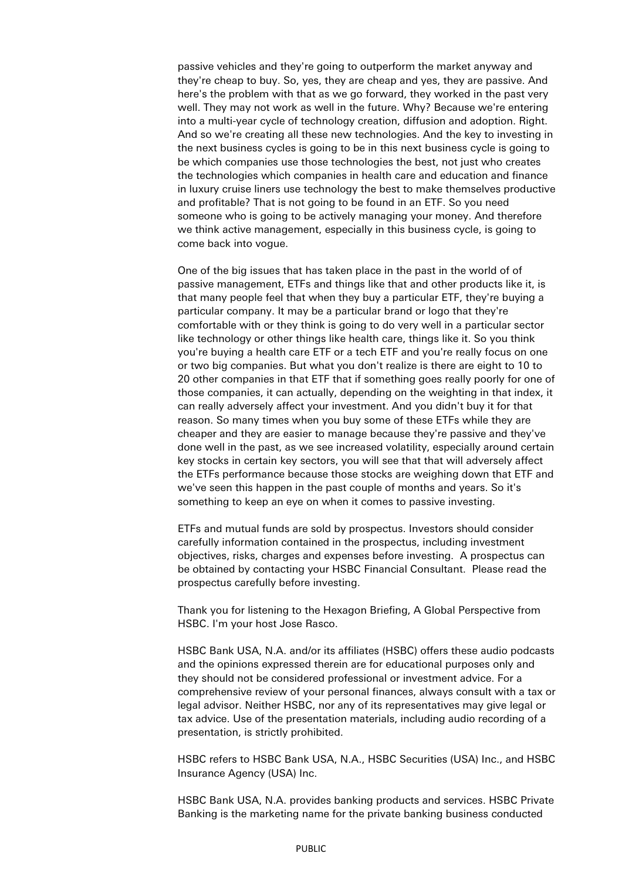passive vehicles and they're going to outperform the market anyway and they're cheap to buy. So, yes, they are cheap and yes, they are passive. And here's the problem with that as we go forward, they worked in the past very well. They may not work as well in the future. Why? Because we're entering into a multi-year cycle of technology creation, diffusion and adoption. Right. And so we're creating all these new technologies. And the key to investing in the next business cycles is going to be in this next business cycle is going to be which companies use those technologies the best, not just who creates the technologies which companies in health care and education and finance in luxury cruise liners use technology the best to make themselves productive and profitable? That is not going to be found in an ETF. So you need someone who is going to be actively managing your money. And therefore we think active management, especially in this business cycle, is going to come back into vogue.

One of the big issues that has taken place in the past in the world of of passive management, ETFs and things like that and other products like it, is that many people feel that when they buy a particular ETF, they're buying a particular company. It may be a particular brand or logo that they're comfortable with or they think is going to do very well in a particular sector like technology or other things like health care, things like it. So you think you're buying a health care ETF or a tech ETF and you're really focus on one or two big companies. But what you don't realize is there are eight to 10 to 20 other companies in that ETF that if something goes really poorly for one of those companies, it can actually, depending on the weighting in that index, it can really adversely affect your investment. And you didn't buy it for that reason. So many times when you buy some of these ETFs while they are cheaper and they are easier to manage because they're passive and they've done well in the past, as we see increased volatility, especially around certain key stocks in certain key sectors, you will see that that will adversely affect the ETFs performance because those stocks are weighing down that ETF and we've seen this happen in the past couple of months and years. So it's something to keep an eye on when it comes to passive investing.

ETFs and mutual funds are sold by prospectus. Investors should consider carefully information contained in the prospectus, including investment objectives, risks, charges and expenses before investing. A prospectus can be obtained by contacting your HSBC Financial Consultant. Please read the prospectus carefully before investing.

Thank you for listening to the Hexagon Briefing, A Global Perspective from HSBC. I'm your host Jose Rasco.

HSBC Bank USA, N.A. and/or its affiliates (HSBC) offers these audio podcasts and the opinions expressed therein are for educational purposes only and they should not be considered professional or investment advice. For a comprehensive review of your personal finances, always consult with a tax or legal advisor. Neither HSBC, nor any of its representatives may give legal or tax advice. Use of the presentation materials, including audio recording of a presentation, is strictly prohibited.

HSBC refers to HSBC Bank USA, N.A., HSBC Securities (USA) Inc., and HSBC Insurance Agency (USA) Inc.

HSBC Bank USA, N.A. provides banking products and services. HSBC Private Banking is the marketing name for the private banking business conducted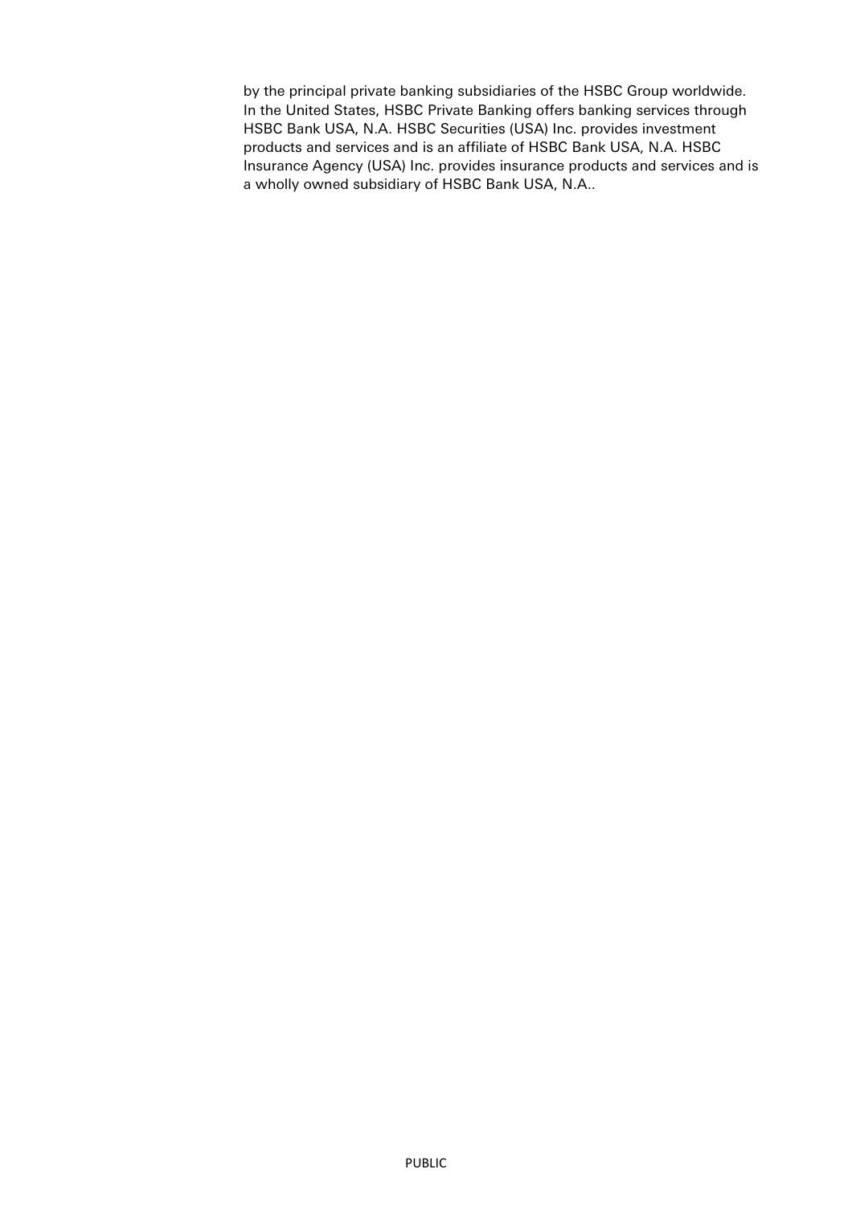by the principal private banking subsidiaries of the HSBC Group worldwide. In the United States, HSBC Private Banking offers banking services through HSBC Bank USA, N.A. HSBC Securities (USA) Inc. provides investment products and services and is an affiliate of HSBC Bank USA, N.A. HSBC Insurance Agency (USA) Inc. provides insurance products and services and is a wholly owned subsidiary of HSBC Bank USA, N.A..

PUBLIC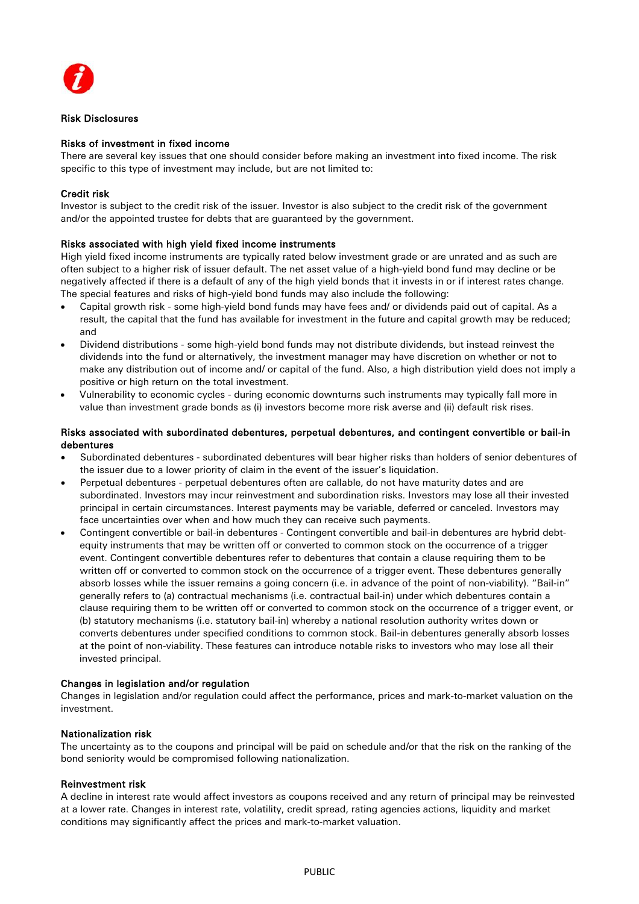## Risk Disclosures

### Risks of investment in fixed income

There are several key issues that one should consider before making an investment into fixed income. The risk specific to this type of investment may include, but are not limited to:

### Credit risk

Investor is subject to the credit risk of the issuer. Investor is also subject to the credit risk of the government and/or the appointed trustee for debts that are guaranteed by the government.

### Risks associated with high yield fixed income instruments

High yield fixed income instruments are typically rated below investment grade or are unrated and as such are often subject to a higher risk of issuer default. The net asset value of a high-yield bond fund may decline or be negatively affected if there is a default of any of the high yield bonds that it invests in or if interest rates change. The special features and risks of high-yield bond funds may also include the following:

- Capital growth risk - some high-yield bond funds may have fees and/ or dividends paid out of capital. As a result, the capital that the fund has available for investment in the future and capital growth may be reduced; and
- Dividend distributions - some high-yield bond funds may not distribute dividends, but instead reinvest the dividends into the fund or alternatively, the investment manager may have discretion on whether or not to make any distribution out of income and/ or capital of the fund. Also, a high distribution yield does not imply a positive or high return on the total investment.
- Vulnerability to economic cycles - during economic downturns such instruments may typically fall more in value than investment grade bonds as (i) investors become more risk averse and (ii) default risk rises.

### Risks associated with subordinated debentures, perpetual debentures, and contingent convertible or bail-in debentures

- Subordinated debentures - subordinated debentures will bear higher risks than holders of senior debentures of the issuer due to a lower priority of claim in the event of the issuer's liquidation.
- Perpetual debentures - perpetual debentures often are callable, do not have maturity dates and are subordinated. Investors may incur reinvestment and subordination risks. Investors may lose all their invested principal in certain circumstances. Interest payments may be variable, deferred or canceled. Investors may face uncertainties over when and how much they can receive such payments.
- Contingent convertible or bail-in debentures - Contingent convertible and bail-in debentures are hybrid debt-equity instruments that may be written off or converted to common stock on the occurrence of a trigger event. Contingent convertible debentures refer to debentures that contain a clause requiring them to be written off or converted to common stock on the occurrence of a trigger event. These debentures generally absorb losses while the issuer remains a going concern (i.e. in advance of the point of non-viability). "Bail-in" generally refers to (a) contractual mechanisms (i.e. contractual bail-in) under which debentures contain a clause requiring them to be written off or converted to common stock on the occurrence of a trigger event, or (b) statutory mechanisms (i.e. statutory bail-in) whereby a national resolution authority writes down or converts debentures under specified conditions to common stock. Bail-in debentures generally absorb losses at the point of non-viability. These features can introduce notable risks to investors who may lose all their invested principal.

### Changes in legislation and/or regulation

Changes in legislation and/or regulation could affect the performance, prices and mark-to-market valuation on the investment.

### Nationalization risk

The uncertainty as to the coupons and principal will be paid on schedule and/or that the risk on the ranking of the bond seniority would be compromised following nationalization.

### Reinvestment risk

A decline in interest rate would affect investors as coupons received and any return of principal may be reinvested at a lower rate. Changes in interest rate, volatility, credit spread, rating agencies actions, liquidity and market conditions may significantly affect the prices and mark-to-market valuation.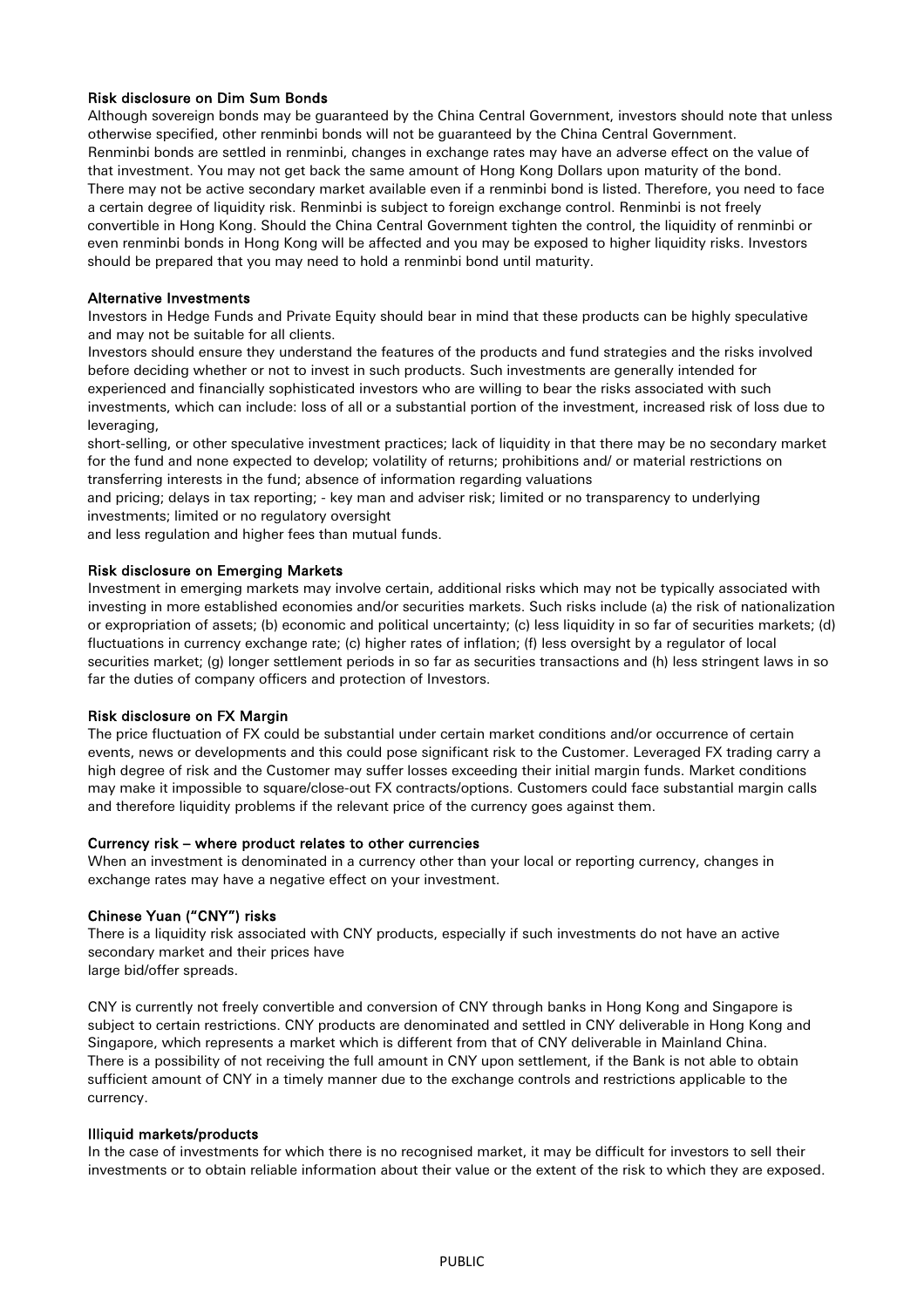### Risk disclosure on Dim Sum Bonds

Although sovereign bonds may be guaranteed by the China Central Government, investors should note that unless otherwise specified, other renminbi bonds will not be guaranteed by the China Central Government. Renminbi bonds are settled in renminbi, changes in exchange rates may have an adverse effect on the value of that investment. You may not get back the same amount of Hong Kong Dollars upon maturity of the bond. There may not be active secondary market available even if a renminbi bond is listed. Therefore, you need to face a certain degree of liquidity risk. Renminbi is subject to foreign exchange control. Renminbi is not freely convertible in Hong Kong. Should the China Central Government tighten the control, the liquidity of renminbi or even renminbi bonds in Hong Kong will be affected and you may be exposed to higher liquidity risks. Investors should be prepared that you may need to hold a renminbi bond until maturity.

### Alternative Investments

Investors in Hedge Funds and Private Equity should bear in mind that these products can be highly speculative and may not be suitable for all clients.

Investors should ensure they understand the features of the products and fund strategies and the risks involved before deciding whether or not to invest in such products. Such investments are generally intended for experienced and financially sophisticated investors who are willing to bear the risks associated with such investments, which can include: loss of all or a substantial portion of the investment, increased risk of loss due to leveraging,

short-selling, or other speculative investment practices; lack of liquidity in that there may be no secondary market for the fund and none expected to develop; volatility of returns; prohibitions and/ or material restrictions on transferring interests in the fund; absence of information regarding valuations

and pricing; delays in tax reporting; - key man and adviser risk; limited or no transparency to underlying investments; limited or no regulatory oversight

and less regulation and higher fees than mutual funds.

### Risk disclosure on Emerging Markets

Investment in emerging markets may involve certain, additional risks which may not be typically associated with investing in more established economies and/or securities markets. Such risks include (a) the risk of nationalization or expropriation of assets; (b) economic and political uncertainty; (c) less liquidity in so far of securities markets; (d) fluctuations in currency exchange rate; (c) higher rates of inflation; (f) less oversight by a regulator of local securities market; (g) longer settlement periods in so far as securities transactions and (h) less stringent laws in so far the duties of company officers and protection of Investors.

### Risk disclosure on FX Margin

The price fluctuation of FX could be substantial under certain market conditions and/or occurrence of certain events, news or developments and this could pose significant risk to the Customer. Leveraged FX trading carry a high degree of risk and the Customer may suffer losses exceeding their initial margin funds. Market conditions may make it impossible to square/close-out FX contracts/options. Customers could face substantial margin calls and therefore liquidity problems if the relevant price of the currency goes against them.

### Currency risk – where product relates to other currencies

When an investment is denominated in a currency other than your local or reporting currency, changes in exchange rates may have a negative effect on your investment.

### Chinese Yuan ("CNY") risks

There is a liquidity risk associated with CNY products, especially if such investments do not have an active secondary market and their prices have large bid/offer spreads.

CNY is currently not freely convertible and conversion of CNY through banks in Hong Kong and Singapore is subject to certain restrictions. CNY products are denominated and settled in CNY deliverable in Hong Kong and Singapore, which represents a market which is different from that of CNY deliverable in Mainland China. There is a possibility of not receiving the full amount in CNY upon settlement, if the Bank is not able to obtain sufficient amount of CNY in a timely manner due to the exchange controls and restrictions applicable to the currency.

### Illiquid markets/products

In the case of investments for which there is no recognised market, it may be difficult for investors to sell their investments or to obtain reliable information about their value or the extent of the risk to which they are exposed.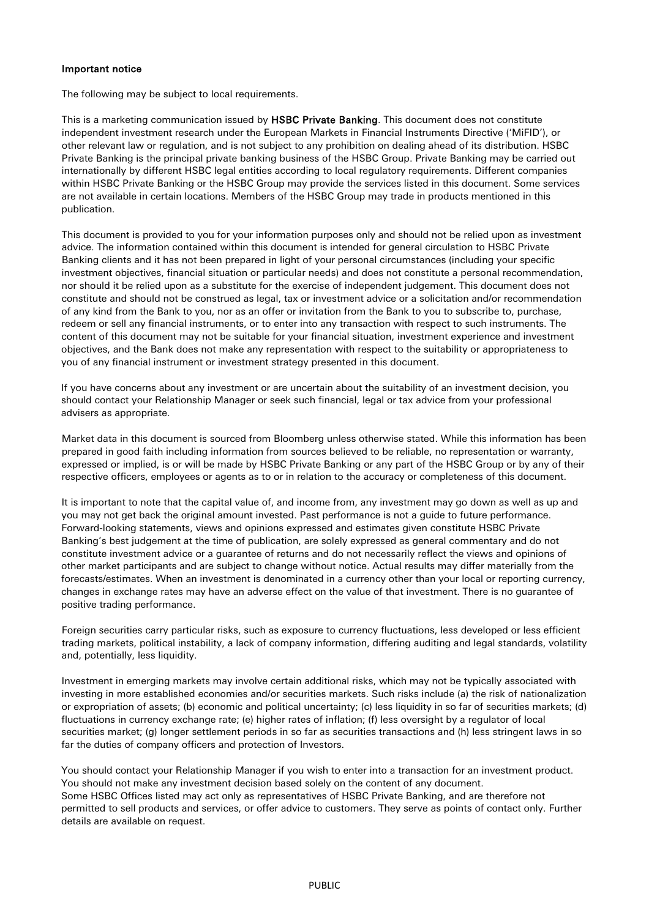**Important notice**

The following may be subject to local requirements.

This is a marketing communication issued by **HSBC Private Banking**. This document does not constitute independent investment research under the European Markets in Financial Instruments Directive ('MiFID'), or other relevant law or regulation, and is not subject to any prohibition on dealing ahead of its distribution. HSBC Private Banking is the principal private banking business of the HSBC Group. Private Banking may be carried out internationally by different HSBC legal entities according to local regulatory requirements. Different companies within HSBC Private Banking or the HSBC Group may provide the services listed in this document. Some services are not available in certain locations. Members of the HSBC Group may trade in products mentioned in this publication.

This document is provided to you for your information purposes only and should not be relied upon as investment advice. The information contained within this document is intended for general circulation to HSBC Private Banking clients and it has not been prepared in light of your personal circumstances (including your specific investment objectives, financial situation or particular needs) and does not constitute a personal recommendation, nor should it be relied upon as a substitute for the exercise of independent judgement. This document does not constitute and should not be construed as legal, tax or investment advice or a solicitation and/or recommendation of any kind from the Bank to you, nor as an offer or invitation from the Bank to you to subscribe to, purchase, redeem or sell any financial instruments, or to enter into any transaction with respect to such instruments. The content of this document may not be suitable for your financial situation, investment experience and investment objectives, and the Bank does not make any representation with respect to the suitability or appropriateness to you of any financial instrument or investment strategy presented in this document.

If you have concerns about any investment or are uncertain about the suitability of an investment decision, you should contact your Relationship Manager or seek such financial, legal or tax advice from your professional advisers as appropriate.

Market data in this document is sourced from Bloomberg unless otherwise stated. While this information has been prepared in good faith including information from sources believed to be reliable, no representation or warranty, expressed or implied, is or will be made by HSBC Private Banking or any part of the HSBC Group or by any of their respective officers, employees or agents as to or in relation to the accuracy or completeness of this document.

It is important to note that the capital value of, and income from, any investment may go down as well as up and you may not get back the original amount invested. Past performance is not a guide to future performance. Forward-looking statements, views and opinions expressed and estimates given constitute HSBC Private Banking's best judgement at the time of publication, are solely expressed as general commentary and do not constitute investment advice or a guarantee of returns and do not necessarily reflect the views and opinions of other market participants and are subject to change without notice. Actual results may differ materially from the forecasts/estimates. When an investment is denominated in a currency other than your local or reporting currency, changes in exchange rates may have an adverse effect on the value of that investment. There is no guarantee of positive trading performance.

Foreign securities carry particular risks, such as exposure to currency fluctuations, less developed or less efficient trading markets, political instability, a lack of company information, differing auditing and legal standards, volatility and, potentially, less liquidity.

Investment in emerging markets may involve certain additional risks, which may not be typically associated with investing in more established economies and/or securities markets. Such risks include (a) the risk of nationalization or expropriation of assets; (b) economic and political uncertainty; (c) less liquidity in so far of securities markets; (d) fluctuations in currency exchange rate; (e) higher rates of inflation; (f) less oversight by a regulator of local securities market; (g) longer settlement periods in so far as securities transactions and (h) less stringent laws in so far the duties of company officers and protection of Investors.

You should contact your Relationship Manager if you wish to enter into a transaction for an investment product. You should not make any investment decision based solely on the content of any document.
Some HSBC Offices listed may act only as representatives of HSBC Private Banking, and are therefore not permitted to sell products and services, or offer advice to customers. They serve as points of contact only. Further details are available on request.

PUBLIC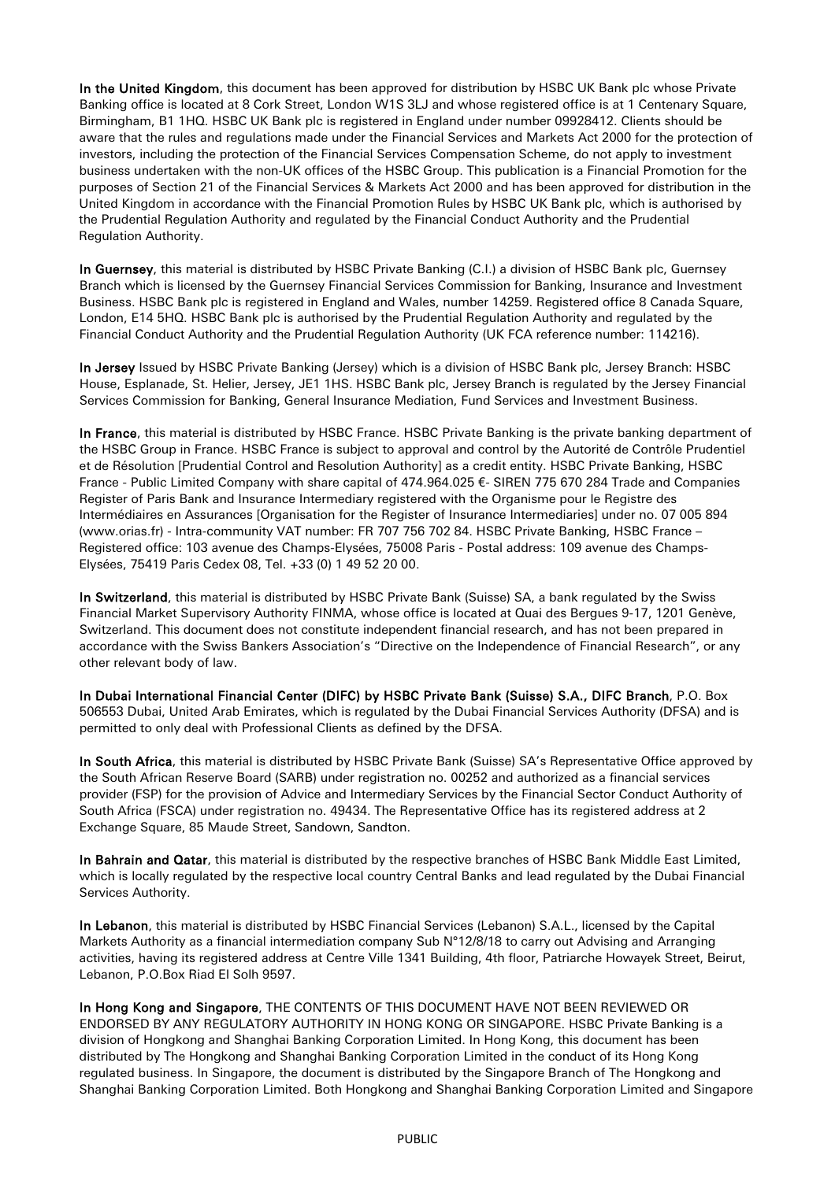**In the United Kingdom**, this document has been approved for distribution by HSBC UK Bank plc whose Private Banking office is located at 8 Cork Street, London W1S 3LJ and whose registered office is at 1 Centenary Square, Birmingham, B1 1HQ. HSBC UK Bank plc is registered in England under number 09928412. Clients should be aware that the rules and regulations made under the Financial Services and Markets Act 2000 for the protection of investors, including the protection of the Financial Services Compensation Scheme, do not apply to investment business undertaken with the non-UK offices of the HSBC Group. This publication is a Financial Promotion for the purposes of Section 21 of the Financial Services & Markets Act 2000 and has been approved for distribution in the United Kingdom in accordance with the Financial Promotion Rules by HSBC UK Bank plc, which is authorised by the Prudential Regulation Authority and regulated by the Financial Conduct Authority and the Prudential Regulation Authority.

**In Guernsey**, this material is distributed by HSBC Private Banking (C.I.) a division of HSBC Bank plc, Guernsey Branch which is licensed by the Guernsey Financial Services Commission for Banking, Insurance and Investment Business. HSBC Bank plc is registered in England and Wales, number 14259. Registered office 8 Canada Square, London, E14 5HQ. HSBC Bank plc is authorised by the Prudential Regulation Authority and regulated by the Financial Conduct Authority and the Prudential Regulation Authority (UK FCA reference number: 114216).

**In Jersey** Issued by HSBC Private Banking (Jersey) which is a division of HSBC Bank plc, Jersey Branch: HSBC House, Esplanade, St. Helier, Jersey, JE1 1HS. HSBC Bank plc, Jersey Branch is regulated by the Jersey Financial Services Commission for Banking, General Insurance Mediation, Fund Services and Investment Business.

**In France**, this material is distributed by HSBC France. HSBC Private Banking is the private banking department of the HSBC Group in France. HSBC France is subject to approval and control by the Autorité de Contrôle Prudentiel et de Résolution [Prudential Control and Resolution Authority] as a credit entity. HSBC Private Banking, HSBC France - Public Limited Company with share capital of 474.964.025 €- SIREN 775 670 284 Trade and Companies Register of Paris Bank and Insurance Intermediary registered with the Organisme pour le Registre des Intermédiaires en Assurances [Organisation for the Register of Insurance Intermediaries] under no. 07 005 894 (www.orias.fr) - Intra-community VAT number: FR 707 756 702 84. HSBC Private Banking, HSBC France – Registered office: 103 avenue des Champs-Elysées, 75008 Paris - Postal address: 109 avenue des Champs-Elysées, 75419 Paris Cedex 08, Tel. +33 (0) 1 49 52 20 00.

**In Switzerland**, this material is distributed by HSBC Private Bank (Suisse) SA, a bank regulated by the Swiss Financial Market Supervisory Authority FINMA, whose office is located at Quai des Bergues 9-17, 1201 Genève, Switzerland. This document does not constitute independent financial research, and has not been prepared in accordance with the Swiss Bankers Association's "Directive on the Independence of Financial Research", or any other relevant body of law.

**In Dubai International Financial Center (DIFC) by HSBC Private Bank (Suisse) S.A., DIFC Branch**, P.O. Box 506553 Dubai, United Arab Emirates, which is regulated by the Dubai Financial Services Authority (DFSA) and is permitted to only deal with Professional Clients as defined by the DFSA.

**In South Africa**, this material is distributed by HSBC Private Bank (Suisse) SA's Representative Office approved by the South African Reserve Board (SARB) under registration no. 00252 and authorized as a financial services provider (FSP) for the provision of Advice and Intermediary Services by the Financial Sector Conduct Authority of South Africa (FSCA) under registration no. 49434. The Representative Office has its registered address at 2 Exchange Square, 85 Maude Street, Sandown, Sandton.

**In Bahrain and Qatar**, this material is distributed by the respective branches of HSBC Bank Middle East Limited, which is locally regulated by the respective local country Central Banks and lead regulated by the Dubai Financial Services Authority.

**In Lebanon**, this material is distributed by HSBC Financial Services (Lebanon) S.A.L., licensed by the Capital Markets Authority as a financial intermediation company Sub N°12/8/18 to carry out Advising and Arranging activities, having its registered address at Centre Ville 1341 Building, 4th floor, Patriarche Howayek Street, Beirut, Lebanon, P.O.Box Riad El Solh 9597.

**In Hong Kong and Singapore**, THE CONTENTS OF THIS DOCUMENT HAVE NOT BEEN REVIEWED OR ENDORSED BY ANY REGULATORY AUTHORITY IN HONG KONG OR SINGAPORE. HSBC Private Banking is a division of Hongkong and Shanghai Banking Corporation Limited. In Hong Kong, this document has been distributed by The Hongkong and Shanghai Banking Corporation Limited in the conduct of its Hong Kong regulated business. In Singapore, the document is distributed by the Singapore Branch of The Hongkong and Shanghai Banking Corporation Limited. Both Hongkong and Shanghai Banking Corporation Limited and Singapore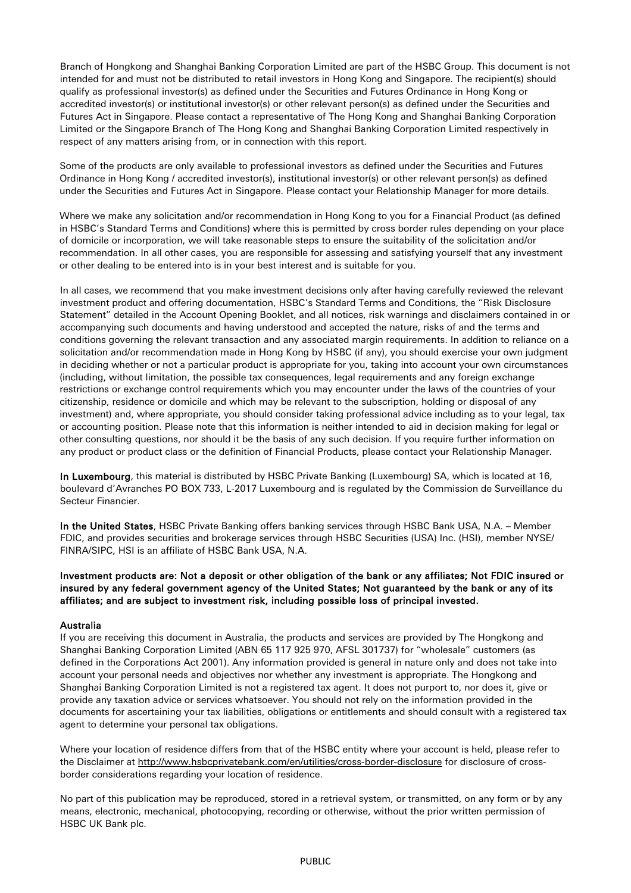Branch of Hongkong and Shanghai Banking Corporation Limited are part of the HSBC Group. This document is not intended for and must not be distributed to retail investors in Hong Kong and Singapore. The recipient(s) should qualify as professional investor(s) as defined under the Securities and Futures Ordinance in Hong Kong or accredited investor(s) or institutional investor(s) or other relevant person(s) as defined under the Securities and Futures Act in Singapore. Please contact a representative of The Hong Kong and Shanghai Banking Corporation Limited or the Singapore Branch of The Hong Kong and Shanghai Banking Corporation Limited respectively in respect of any matters arising from, or in connection with this report.

Some of the products are only available to professional investors as defined under the Securities and Futures Ordinance in Hong Kong / accredited investor(s), institutional investor(s) or other relevant person(s) as defined under the Securities and Futures Act in Singapore. Please contact your Relationship Manager for more details.

Where we make any solicitation and/or recommendation in Hong Kong to you for a Financial Product (as defined in HSBC's Standard Terms and Conditions) where this is permitted by cross border rules depending on your place of domicile or incorporation, we will take reasonable steps to ensure the suitability of the solicitation and/or recommendation. In all other cases, you are responsible for assessing and satisfying yourself that any investment or other dealing to be entered into is in your best interest and is suitable for you.

In all cases, we recommend that you make investment decisions only after having carefully reviewed the relevant investment product and offering documentation, HSBC's Standard Terms and Conditions, the "Risk Disclosure Statement" detailed in the Account Opening Booklet, and all notices, risk warnings and disclaimers contained in or accompanying such documents and having understood and accepted the nature, risks of and the terms and conditions governing the relevant transaction and any associated margin requirements. In addition to reliance on a solicitation and/or recommendation made in Hong Kong by HSBC (if any), you should exercise your own judgment in deciding whether or not a particular product is appropriate for you, taking into account your own circumstances (including, without limitation, the possible tax consequences, legal requirements and any foreign exchange restrictions or exchange control requirements which you may encounter under the laws of the countries of your citizenship, residence or domicile and which may be relevant to the subscription, holding or disposal of any investment) and, where appropriate, you should consider taking professional advice including as to your legal, tax or accounting position. Please note that this information is neither intended to aid in decision making for legal or other consulting questions, nor should it be the basis of any such decision. If you require further information on any product or product class or the definition of Financial Products, please contact your Relationship Manager.

**In Luxembourg**, this material is distributed by HSBC Private Banking (Luxembourg) SA, which is located at 16, boulevard d'Avranches PO BOX 733, L-2017 Luxembourg and is regulated by the Commission de Surveillance du Secteur Financier.

**In the United States**, HSBC Private Banking offers banking services through HSBC Bank USA, N.A. – Member FDIC, and provides securities and brokerage services through HSBC Securities (USA) Inc. (HSI), member NYSE/ FINRA/SIPC, HSI is an affiliate of HSBC Bank USA, N.A.

**Investment products are: Not a deposit or other obligation of the bank or any affiliates; Not FDIC insured or insured by any federal government agency of the United States; Not guaranteed by the bank or any of its affiliates; and are subject to investment risk, including possible loss of principal invested.**

**Australia**

If you are receiving this document in Australia, the products and services are provided by The Hongkong and Shanghai Banking Corporation Limited (ABN 65 117 925 970, AFSL 301737) for "wholesale" customers (as defined in the Corporations Act 2001). Any information provided is general in nature only and does not take into account your personal needs and objectives nor whether any investment is appropriate. The Hongkong and Shanghai Banking Corporation Limited is not a registered tax agent. It does not purport to, nor does it, give or provide any taxation advice or services whatsoever. You should not rely on the information provided in the documents for ascertaining your tax liabilities, obligations or entitlements and should consult with a registered tax agent to determine your personal tax obligations.

Where your location of residence differs from that of the HSBC entity where your account is held, please refer to the Disclaimer at http://www.hsbcprivatebank.com/en/utilities/cross-border-disclosure for disclosure of cross-border considerations regarding your location of residence.

No part of this publication may be reproduced, stored in a retrieval system, or transmitted, on any form or by any means, electronic, mechanical, photocopying, recording or otherwise, without the prior written permission of HSBC UK Bank plc.

PUBLIC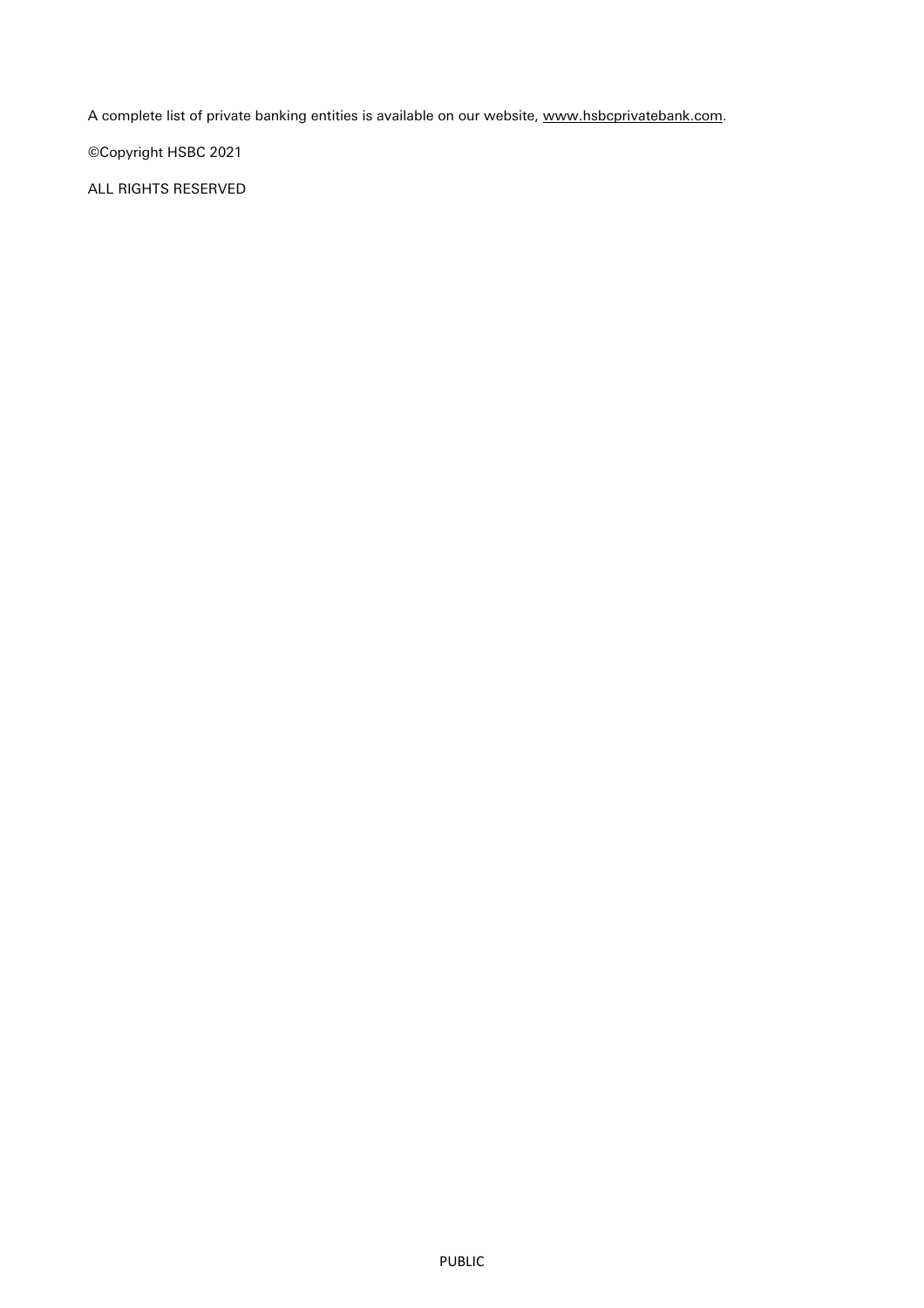A complete list of private banking entities is available on our website, www.hsbcprivatebank.com.

©Copyright HSBC 2021

ALL RIGHTS RESERVED

PUBLIC